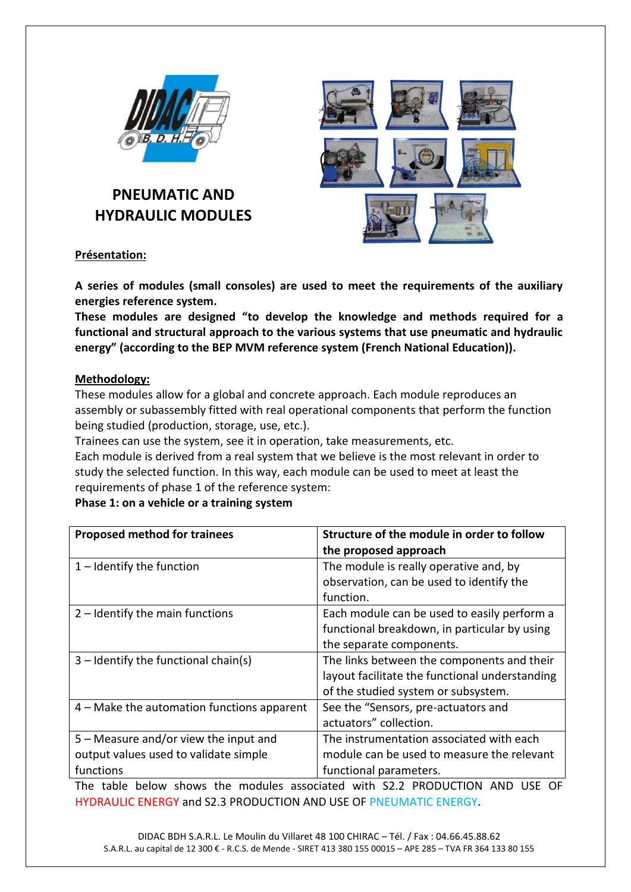# PNEUMATIC AND HYDRAULIC MODULES

**Présentation:**

**A series of modules (small consoles) are used to meet the requirements of the auxiliary energies reference system.**
**These modules are designed "to develop the knowledge and methods required for a functional and structural approach to the various systems that use pneumatic and hydraulic energy" (according to the BEP MVM reference system (French National Education)).**

**Methodology:**

These modules allow for a global and concrete approach. Each module reproduces an assembly or subassembly fitted with real operational components that perform the function being studied (production, storage, use, etc.).
Trainees can use the system, see it in operation, take measurements, etc.
Each module is derived from a real system that we believe is the most relevant in order to study the selected function. In this way, each module can be used to meet at least the requirements of phase 1 of the reference system:
**Phase 1: on a vehicle or a training system**

| Proposed method for trainees | Structure of the module in order to follow the proposed approach |
|---|---|
| 1 – Identify the function | The module is really operative and, by observation, can be used to identify the function. |
| 2 – Identify the main functions | Each module can be used to easily perform a functional breakdown, in particular by using the separate components. |
| 3 – Identify the functional chain(s) | The links between the components and their layout facilitate the functional understanding of the studied system or subsystem. |
| 4 – Make the automation functions apparent | See the "Sensors, pre-actuators and actuators" collection. |
| 5 – Measure and/or view the input and output values used to validate simple functions | The instrumentation associated with each module can be used to measure the relevant functional parameters. |

The table below shows the modules associated with S2.2 PRODUCTION AND USE OF HYDRAULIC ENERGY and S2.3 PRODUCTION AND USE OF PNEUMATIC ENERGY.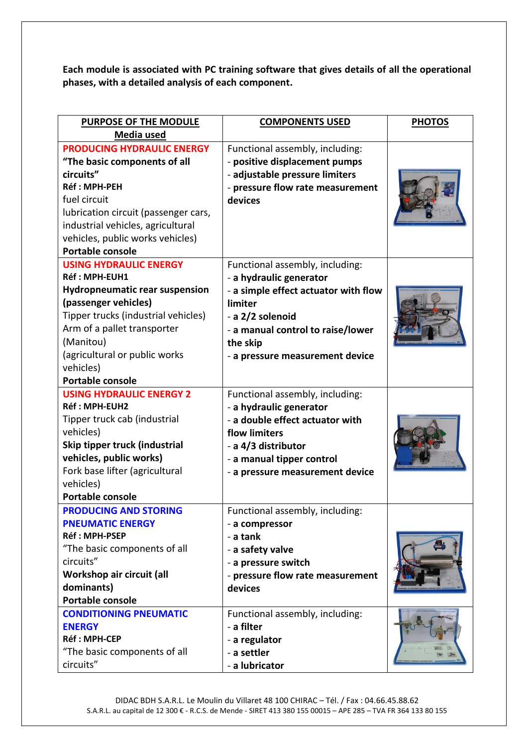**Each module is associated with PC training software that gives details of all the operational phases, with a detailed analysis of each component.**

| PURPOSE OF THE MODULE<br>Media used | COMPONENTS USED | PHOTOS |
|---|---|---|
| **PRODUCING HYDRAULIC ENERGY**<br>**"The basic components of all circuits"**<br>**Réf : MPH-PEH**<br>fuel circuit<br>lubrication circuit (passenger cars, industrial vehicles, agricultural vehicles, public works vehicles)<br>**Portable console** | Functional assembly, including:<br>- **positive displacement pumps**<br>- **adjustable pressure limiters**<br>- **pressure flow rate measurement devices** | |
| **USING HYDRAULIC ENERGY**<br>**Réf : MPH-EUH1**<br>**Hydropneumatic rear suspension (passenger vehicles)**<br>Tipper trucks (industrial vehicles)<br>Arm of a pallet transporter (Manitou)<br>(agricultural or public works vehicles)<br>**Portable console** | Functional assembly, including:<br>- **a hydraulic generator**<br>- **a simple effect actuator with flow limiter**<br>- **a 2/2 solenoid**<br>- **a manual control to raise/lower the skip**<br>- **a pressure measurement device** | |
| **USING HYDRAULIC ENERGY 2**<br>**Réf : MPH-EUH2**<br>Tipper truck cab (industrial vehicles)<br>**Skip tipper truck (industrial vehicles, public works)**<br>Fork base lifter (agricultural vehicles)<br>**Portable console** | Functional assembly, including:<br>- **a hydraulic generator**<br>- **a double effect actuator with flow limiters**<br>- **a 4/3 distributor**<br>- **a manual tipper control**<br>- **a pressure measurement device** | |
| **PRODUCING AND STORING PNEUMATIC ENERGY**<br>**Réf : MPH-PSEP**<br>"The basic components of all circuits"<br>**Workshop air circuit (all dominants)**<br>**Portable console** | Functional assembly, including:<br>- **a compressor**<br>- **a tank**<br>- **a safety valve**<br>- **a pressure switch**<br>- **pressure flow rate measurement devices** | |
| **CONDITIONING PNEUMATIC ENERGY**<br>**Réf : MPH-CEP**<br>"The basic components of all circuits" | Functional assembly, including:<br>- **a filter**<br>- **a regulator**<br>- **a settler**<br>- **a lubricator** | |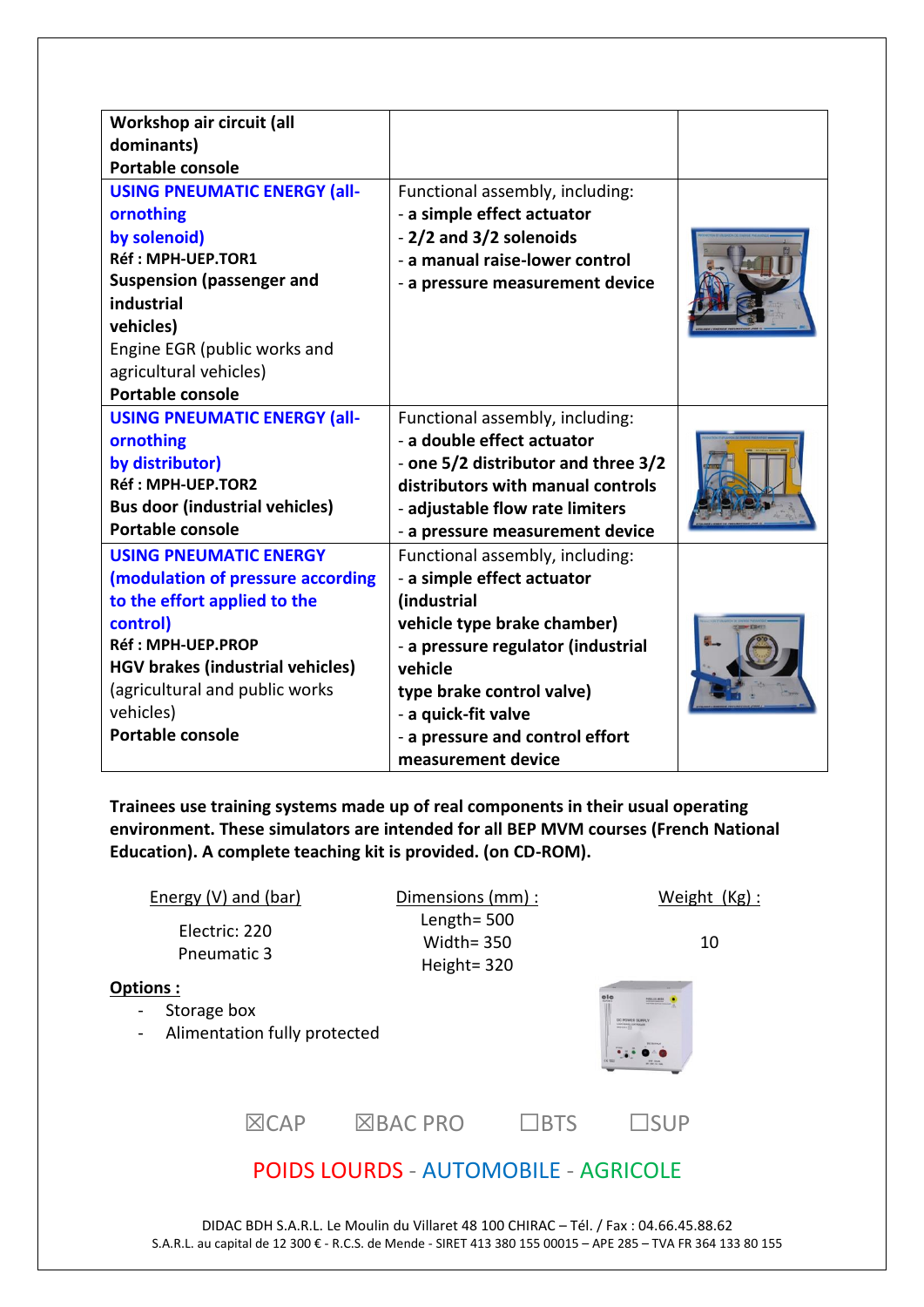| | | |
|---|---|---|
| **Workshop air circuit (all dominants)**<br>**Portable console** | | |
| **USING PNEUMATIC ENERGY (all-ornothing by solenoid)**<br>**Réf : MPH-UEP.TOR1**<br>**Suspension (passenger and industrial vehicles)**<br>Engine EGR (public works and agricultural vehicles)<br>**Portable console** | Functional assembly, including:<br>- **a simple effect actuator**<br>- **2/2 and 3/2 solenoids**<br>- **a manual raise-lower control**<br>- **a pressure measurement device** | |
| **USING PNEUMATIC ENERGY (all-ornothing by distributor)**<br>**Réf : MPH-UEP.TOR2**<br>**Bus door (industrial vehicles)**<br>**Portable console** | Functional assembly, including:<br>- **a double effect actuator**<br>- **one 5/2 distributor and three 3/2 distributors with manual controls**<br>- **adjustable flow rate limiters**<br>- **a pressure measurement device** | |
| **USING PNEUMATIC ENERGY (modulation of pressure according to the effort applied to the control)**<br>**Réf : MPH-UEP.PROP**<br>**HGV brakes (industrial vehicles)**<br>(agricultural and public works vehicles)<br>**Portable console** | Functional assembly, including:<br>- **a simple effect actuator (industrial vehicle type brake chamber)**<br>- **a pressure regulator (industrial vehicle type brake control valve)**<br>- **a quick-fit valve**<br>- **a pressure and control effort measurement device** | |

**Trainees use training systems made up of real components in their usual operating environment. These simulators are intended for all BEP MVM courses (French National Education). A complete teaching kit is provided. (on CD-ROM).**

| Energy (V) and (bar) | Dimensions (mm) : | Weight (Kg) : |
|---|---|---|
| Electric: 220<br>Pneumatic 3 | Length= 500<br>Width= 350<br>Height= 320 | 10 |

**Options :**

- Storage box
- Alimentation fully protected

☒CAP ☒BAC PRO ☐BTS ☐SUP

POIDS LOURDS - AUTOMOBILE - AGRICOLE

DIDAC BDH S.A.R.L. Le Moulin du Villaret 48 100 CHIRAC – Tél. / Fax : 04.66.45.88.62
S.A.R.L. au capital de 12 300 € - R.C.S. de Mende - SIRET 413 380 155 00015 – APE 285 – TVA FR 364 133 80 155